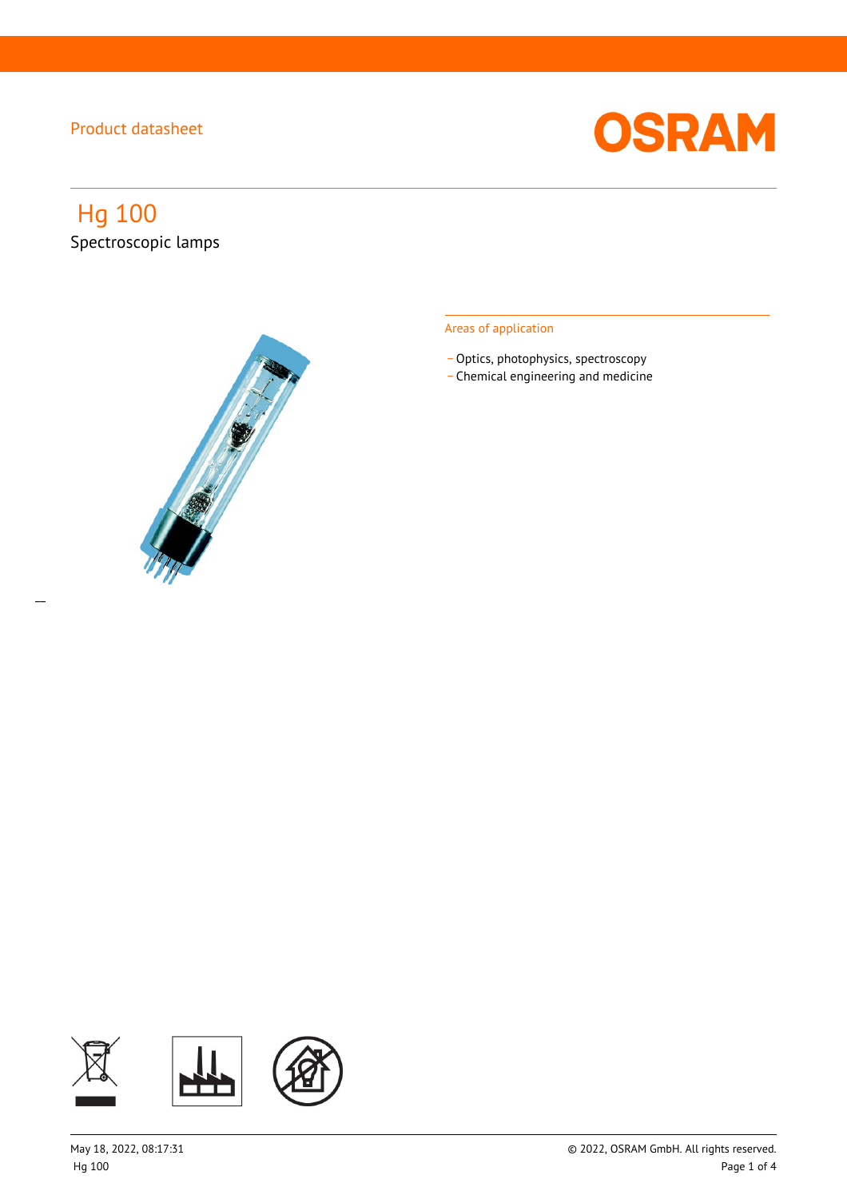Product datasheet

# Hg 100

Spectroscopic lamps

## Areas of application

- Optics, photophysics, spectroscopy
- Chemical engineering and medicine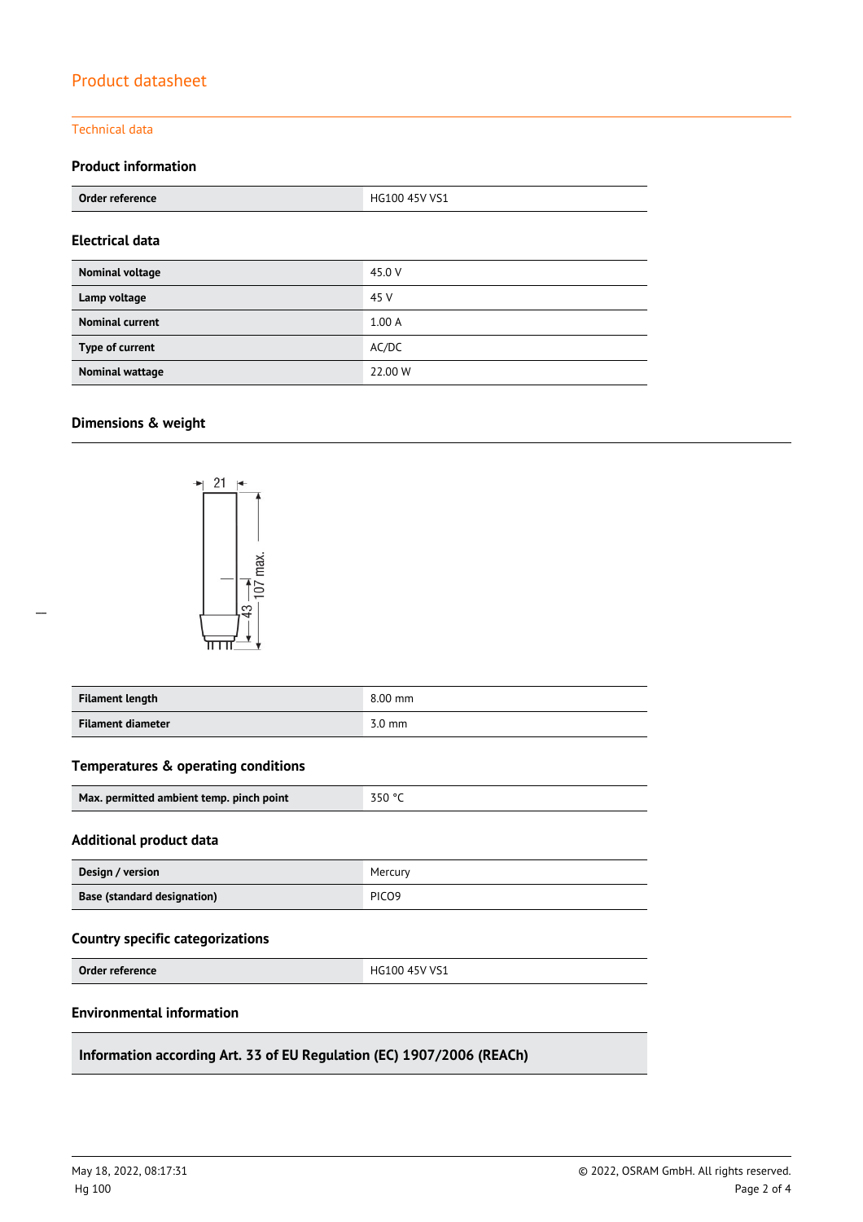# Product datasheet

## Technical data

### Product information

| Order reference | HG100 45V VS1 |
|---|---|

### Electrical data

| Nominal voltage | 45.0 V |
|---|---|
| Lamp voltage | 45 V |
| Nominal current | 1.00 A |
| Type of current | AC/DC |
| Nominal wattage | 22.00 W |

### Dimensions & weight

21

107 max.

43

| Filament length | 8.00 mm |
|---|---|
| Filament diameter | 3.0 mm |

### Temperatures & operating conditions

| Max. permitted ambient temp. pinch point | 350 °C |
|---|---|

### Additional product data

| Design / version | Mercury |
|---|---|
| Base (standard designation) | PICO9 |

### Country specific categorizations

| Order reference | HG100 45V VS1 |
|---|---|

### Environmental information

| Information according Art. 33 of EU Regulation (EC) 1907/2006 (REACh) |
|---|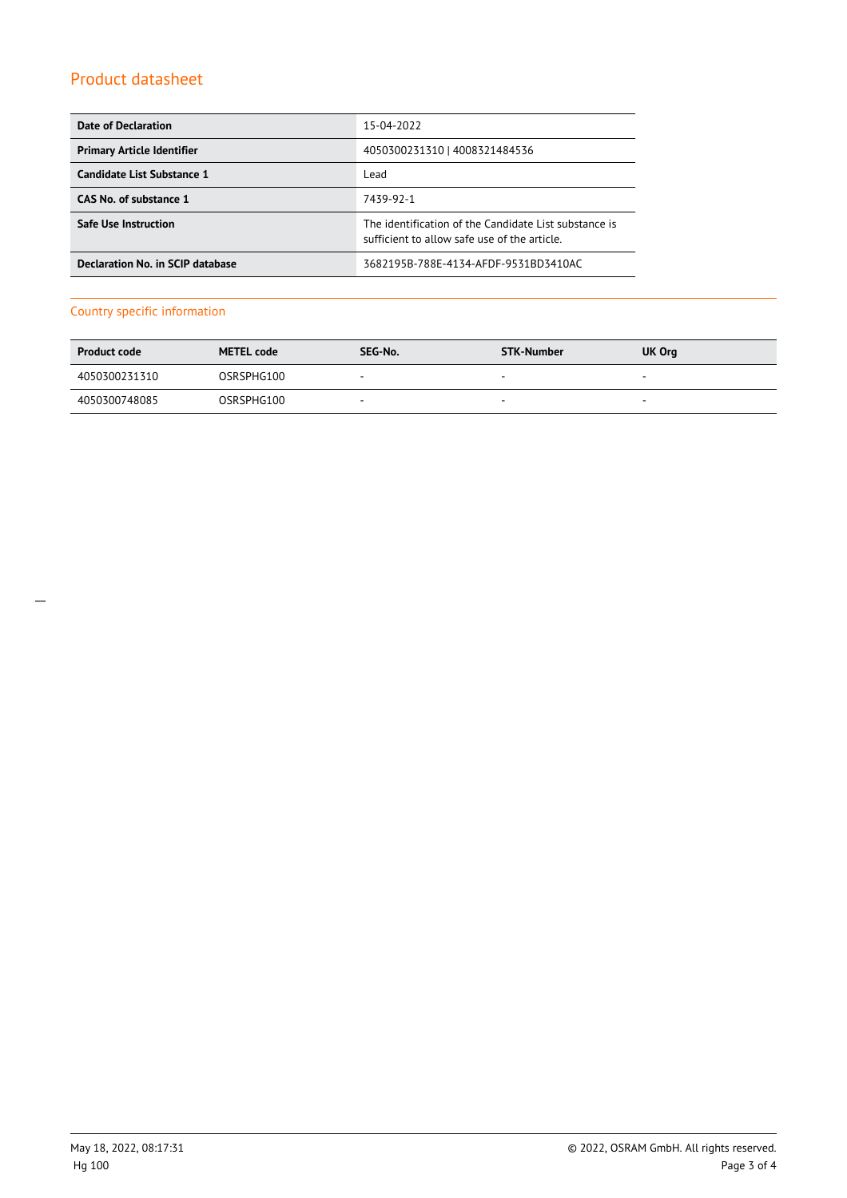## Product datasheet

| Date of Declaration | 15-04-2022 |
| --- | --- |
| Primary Article Identifier | 4050300231310 \| 4008321484536 |
| Candidate List Substance 1 | Lead |
| CAS No. of substance 1 | 7439-92-1 |
| Safe Use Instruction | The identification of the Candidate List substance is sufficient to allow safe use of the article. |
| Declaration No. in SCIP database | 3682195B-788E-4134-AFDF-9531BD3410AC |

### Country specific information

| Product code | METEL code | SEG-No. | STK-Number | UK Org |
| --- | --- | --- | --- | --- |
| 4050300231310 | OSRSPHG100 | - | - | - |
| 4050300748085 | OSRSPHG100 | - | - | - |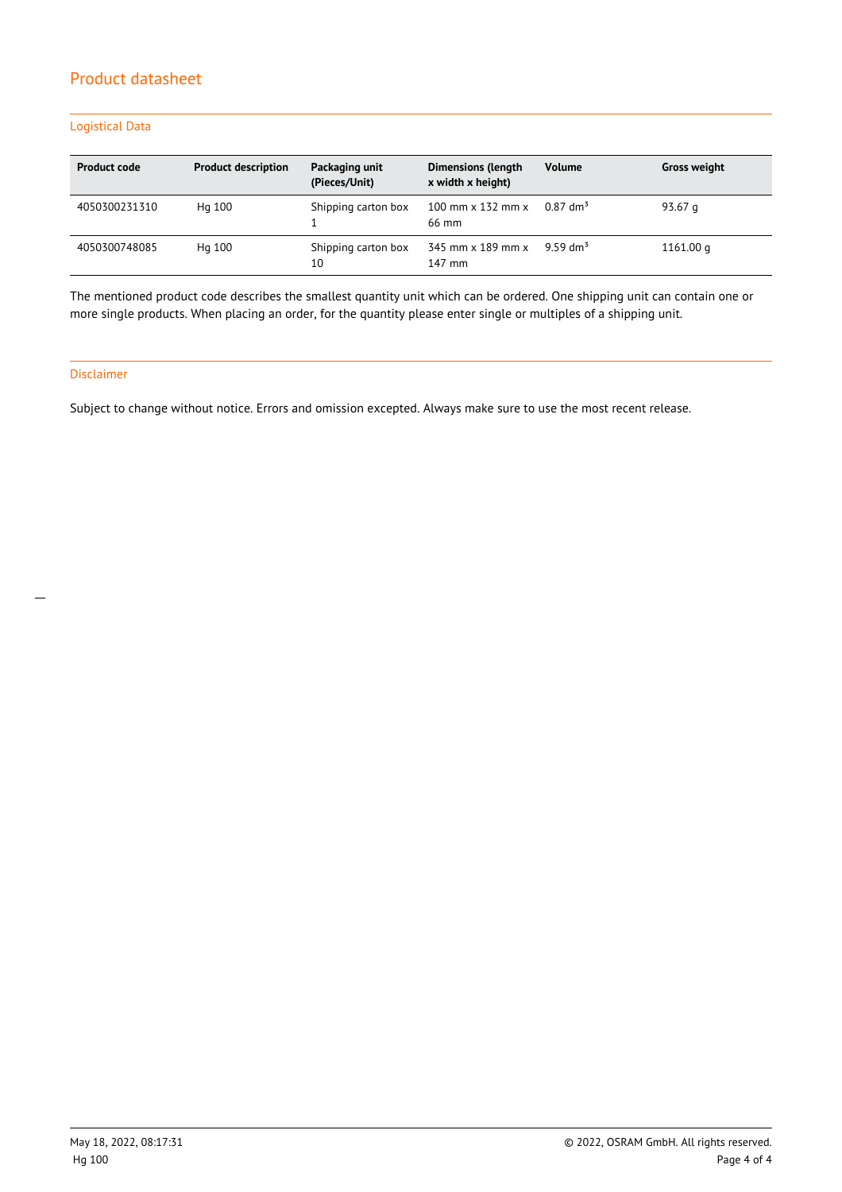## Logistical Data

| Product code | Product description | Packaging unit (Pieces/Unit) | Dimensions (length x width x height) | Volume | Gross weight |
|---|---|---|---|---|---|
| 4050300231310 | Hg 100 | Shipping carton box 1 | 100 mm x 132 mm x 66 mm | 0.87 $dm^3$ | 93.67 g |
| 4050300748085 | Hg 100 | Shipping carton box 10 | 345 mm x 189 mm x 147 mm | 9.59 $dm^3$ | 1161.00 g |

The mentioned product code describes the smallest quantity unit which can be ordered. One shipping unit can contain one or more single products. When placing an order, for the quantity please enter single or multiples of a shipping unit.

## Disclaimer

Subject to change without notice. Errors and omission excepted. Always make sure to use the most recent release.